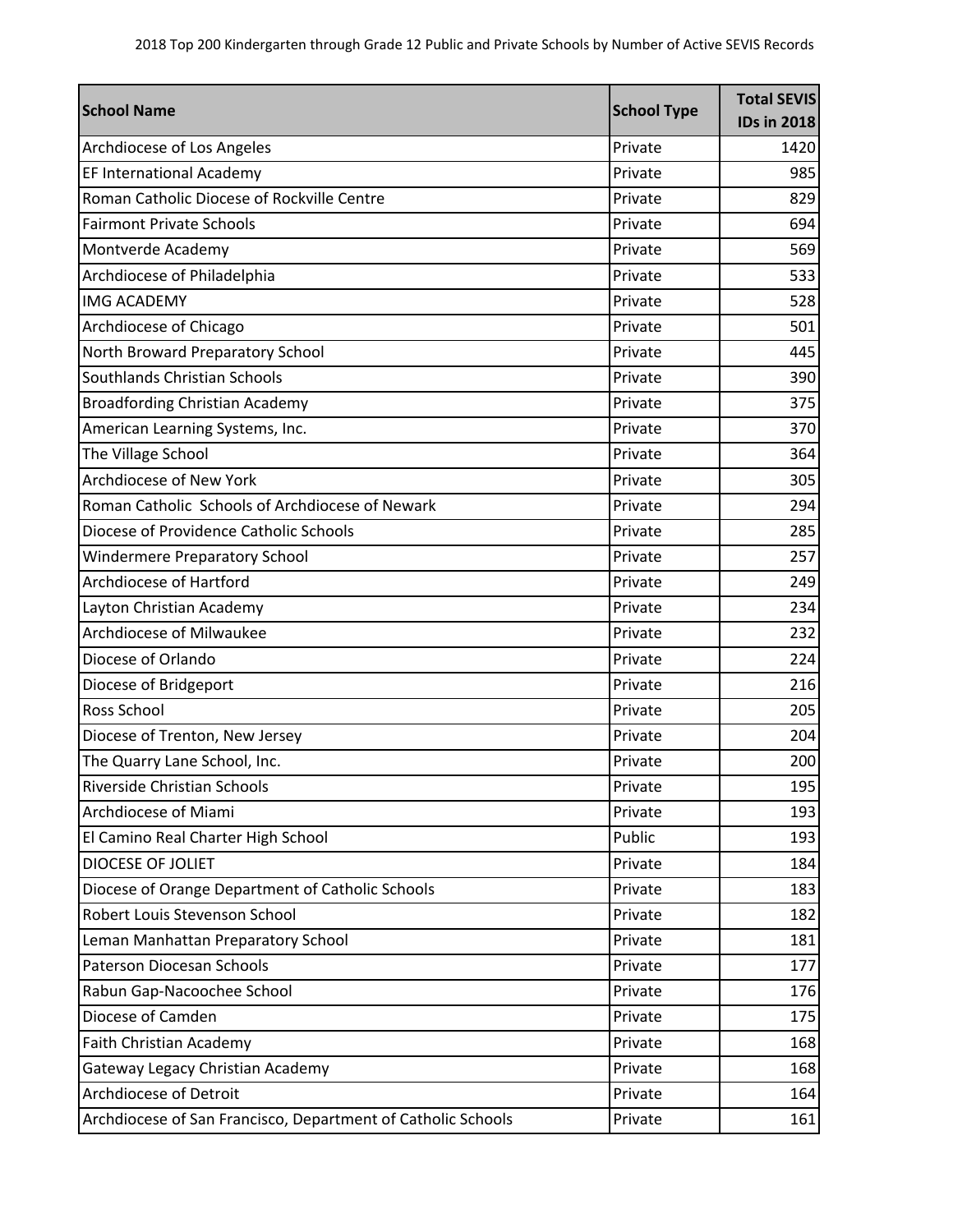2018 Top 200 Kindergarten through Grade 12 Public and Private Schools by Number of Active SEVIS Records

| School Name | School Type | Total SEVIS IDs in 2018 |
|---|---|---|
| Archdiocese of Los Angeles | Private | 1420 |
| EF International Academy | Private | 985 |
| Roman Catholic Diocese of Rockville Centre | Private | 829 |
| Fairmont Private Schools | Private | 694 |
| Montverde Academy | Private | 569 |
| Archdiocese of Philadelphia | Private | 533 |
| IMG ACADEMY | Private | 528 |
| Archdiocese of Chicago | Private | 501 |
| North Broward Preparatory School | Private | 445 |
| Southlands Christian Schools | Private | 390 |
| Broadfording Christian Academy | Private | 375 |
| American Learning Systems, Inc. | Private | 370 |
| The Village School | Private | 364 |
| Archdiocese of New York | Private | 305 |
| Roman Catholic  Schools of Archdiocese of Newark | Private | 294 |
| Diocese of Providence Catholic Schools | Private | 285 |
| Windermere Preparatory School | Private | 257 |
| Archdiocese of Hartford | Private | 249 |
| Layton Christian Academy | Private | 234 |
| Archdiocese of Milwaukee | Private | 232 |
| Diocese of Orlando | Private | 224 |
| Diocese of Bridgeport | Private | 216 |
| Ross School | Private | 205 |
| Diocese of Trenton, New Jersey | Private | 204 |
| The Quarry Lane School, Inc. | Private | 200 |
| Riverside Christian Schools | Private | 195 |
| Archdiocese of Miami | Private | 193 |
| El Camino Real Charter High School | Public | 193 |
| DIOCESE OF JOLIET | Private | 184 |
| Diocese of Orange Department of Catholic Schools | Private | 183 |
| Robert Louis Stevenson School | Private | 182 |
| Leman Manhattan Preparatory School | Private | 181 |
| Paterson Diocesan Schools | Private | 177 |
| Rabun Gap-Nacoochee School | Private | 176 |
| Diocese of Camden | Private | 175 |
| Faith Christian Academy | Private | 168 |
| Gateway Legacy Christian Academy | Private | 168 |
| Archdiocese of Detroit | Private | 164 |
| Archdiocese of San Francisco, Department of Catholic Schools | Private | 161 |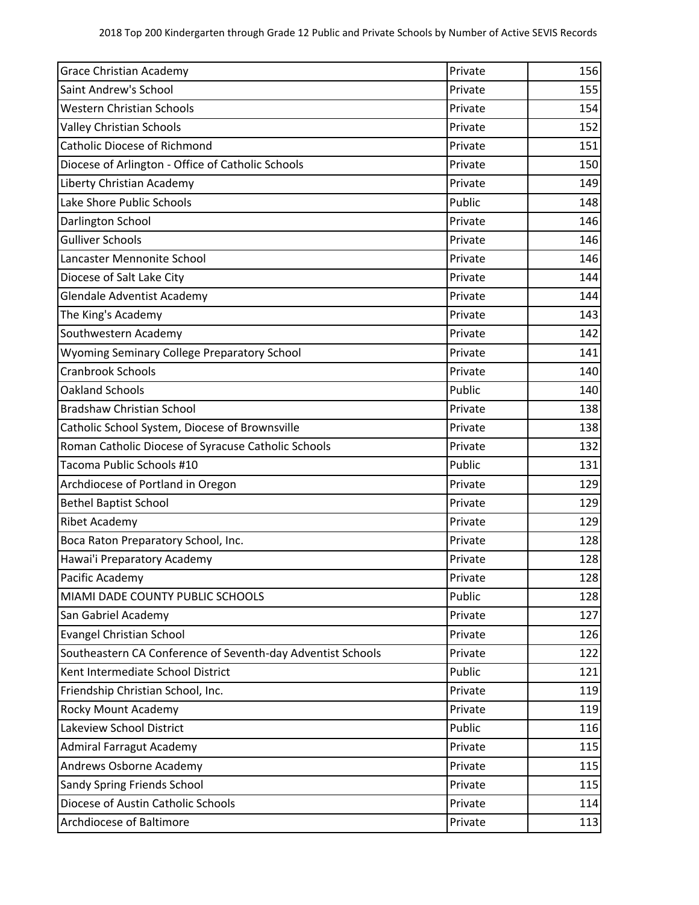| Grace Christian Academy | Private | 156 |
|---|---|---|
| Saint Andrew's School | Private | 155 |
| Western Christian Schools | Private | 154 |
| Valley Christian Schools | Private | 152 |
| Catholic Diocese of Richmond | Private | 151 |
| Diocese of Arlington - Office of Catholic Schools | Private | 150 |
| Liberty Christian Academy | Private | 149 |
| Lake Shore Public Schools | Public | 148 |
| Darlington School | Private | 146 |
| Gulliver Schools | Private | 146 |
| Lancaster Mennonite School | Private | 146 |
| Diocese of Salt Lake City | Private | 144 |
| Glendale Adventist Academy | Private | 144 |
| The King's Academy | Private | 143 |
| Southwestern Academy | Private | 142 |
| Wyoming Seminary College Preparatory School | Private | 141 |
| Cranbrook Schools | Private | 140 |
| Oakland Schools | Public | 140 |
| Bradshaw Christian School | Private | 138 |
| Catholic School System, Diocese of Brownsville | Private | 138 |
| Roman Catholic Diocese of Syracuse Catholic Schools | Private | 132 |
| Tacoma Public Schools #10 | Public | 131 |
| Archdiocese of Portland in Oregon | Private | 129 |
| Bethel Baptist School | Private | 129 |
| Ribet Academy | Private | 129 |
| Boca Raton Preparatory School, Inc. | Private | 128 |
| Hawai'i Preparatory Academy | Private | 128 |
| Pacific Academy | Private | 128 |
| MIAMI DADE COUNTY PUBLIC SCHOOLS | Public | 128 |
| San Gabriel Academy | Private | 127 |
| Evangel Christian School | Private | 126 |
| Southeastern CA Conference of Seventh-day Adventist Schools | Private | 122 |
| Kent Intermediate School District | Public | 121 |
| Friendship Christian School, Inc. | Private | 119 |
| Rocky Mount Academy | Private | 119 |
| Lakeview School District | Public | 116 |
| Admiral Farragut Academy | Private | 115 |
| Andrews Osborne Academy | Private | 115 |
| Sandy Spring Friends School | Private | 115 |
| Diocese of Austin Catholic Schools | Private | 114 |
| Archdiocese of Baltimore | Private | 113 |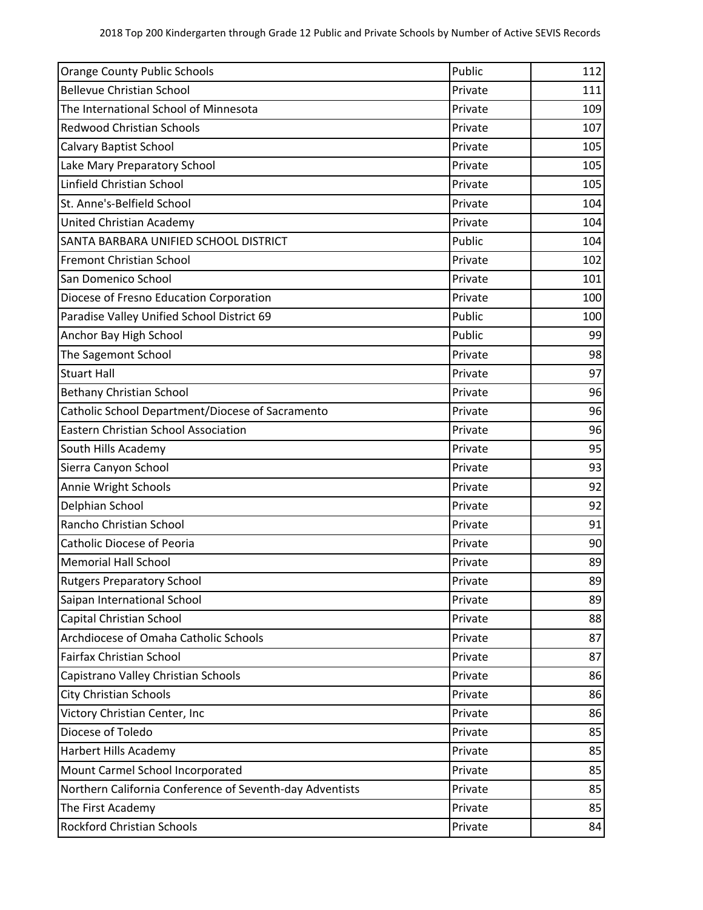| Orange County Public Schools | Public | 112 |
|---|---|---|
| Bellevue Christian School | Private | 111 |
| The International School of Minnesota | Private | 109 |
| Redwood Christian Schools | Private | 107 |
| Calvary Baptist School | Private | 105 |
| Lake Mary Preparatory School | Private | 105 |
| Linfield Christian School | Private | 105 |
| St. Anne's-Belfield School | Private | 104 |
| United Christian Academy | Private | 104 |
| SANTA BARBARA UNIFIED SCHOOL DISTRICT | Public | 104 |
| Fremont Christian School | Private | 102 |
| San Domenico School | Private | 101 |
| Diocese of Fresno Education Corporation | Private | 100 |
| Paradise Valley Unified School District 69 | Public | 100 |
| Anchor Bay High School | Public | 99 |
| The Sagemont School | Private | 98 |
| Stuart Hall | Private | 97 |
| Bethany Christian School | Private | 96 |
| Catholic School Department/Diocese of Sacramento | Private | 96 |
| Eastern Christian School Association | Private | 96 |
| South Hills Academy | Private | 95 |
| Sierra Canyon School | Private | 93 |
| Annie Wright Schools | Private | 92 |
| Delphian School | Private | 92 |
| Rancho Christian School | Private | 91 |
| Catholic Diocese of Peoria | Private | 90 |
| Memorial Hall School | Private | 89 |
| Rutgers Preparatory School | Private | 89 |
| Saipan International School | Private | 89 |
| Capital Christian School | Private | 88 |
| Archdiocese of Omaha Catholic Schools | Private | 87 |
| Fairfax Christian School | Private | 87 |
| Capistrano Valley Christian Schools | Private | 86 |
| City Christian Schools | Private | 86 |
| Victory Christian Center, Inc | Private | 86 |
| Diocese of Toledo | Private | 85 |
| Harbert Hills Academy | Private | 85 |
| Mount Carmel School Incorporated | Private | 85 |
| Northern California Conference of Seventh-day Adventists | Private | 85 |
| The First Academy | Private | 85 |
| Rockford Christian Schools | Private | 84 |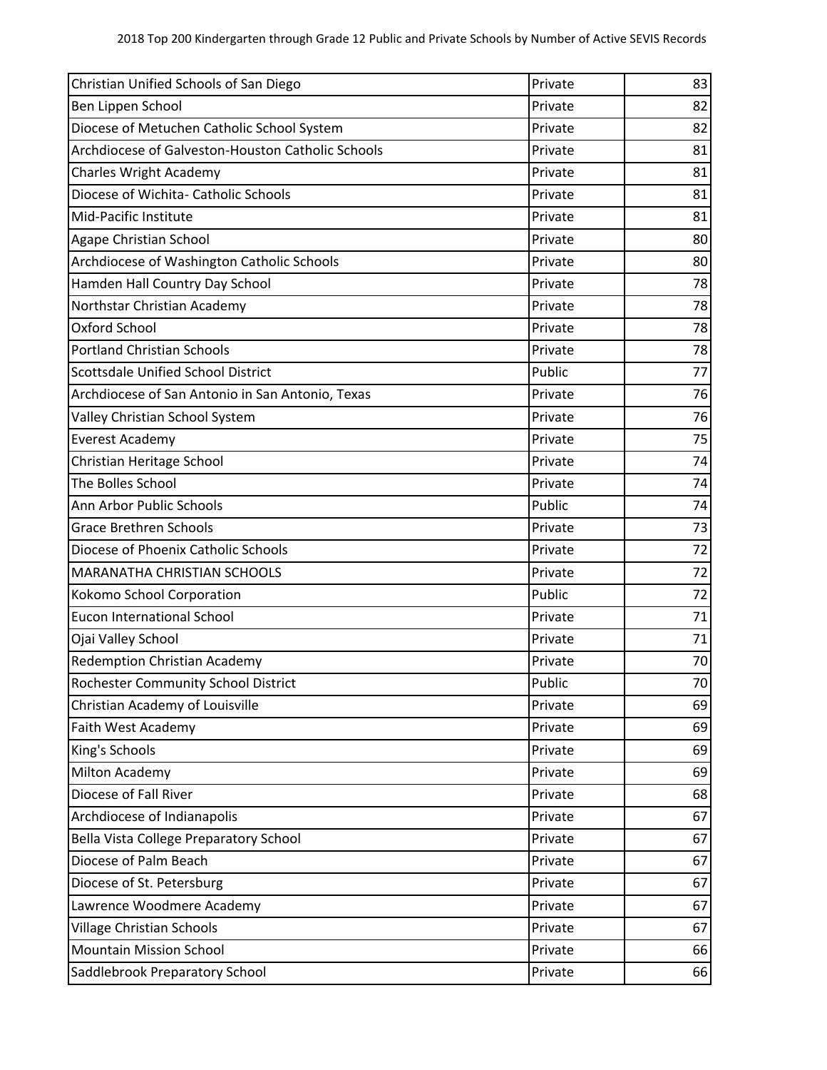| Christian Unified Schools of San Diego | Private | 83 |
|---|---|---|
| Ben Lippen School | Private | 82 |
| Diocese of Metuchen Catholic School System | Private | 82 |
| Archdiocese of Galveston-Houston Catholic Schools | Private | 81 |
| Charles Wright Academy | Private | 81 |
| Diocese of Wichita- Catholic Schools | Private | 81 |
| Mid-Pacific Institute | Private | 81 |
| Agape Christian School | Private | 80 |
| Archdiocese of Washington Catholic Schools | Private | 80 |
| Hamden Hall Country Day School | Private | 78 |
| Northstar Christian Academy | Private | 78 |
| Oxford School | Private | 78 |
| Portland Christian Schools | Private | 78 |
| Scottsdale Unified School District | Public | 77 |
| Archdiocese of San Antonio in San Antonio, Texas | Private | 76 |
| Valley Christian School System | Private | 76 |
| Everest Academy | Private | 75 |
| Christian Heritage School | Private | 74 |
| The Bolles School | Private | 74 |
| Ann Arbor Public Schools | Public | 74 |
| Grace Brethren Schools | Private | 73 |
| Diocese of Phoenix Catholic Schools | Private | 72 |
| MARANATHA CHRISTIAN SCHOOLS | Private | 72 |
| Kokomo School Corporation | Public | 72 |
| Eucon International School | Private | 71 |
| Ojai Valley School | Private | 71 |
| Redemption Christian Academy | Private | 70 |
| Rochester Community School District | Public | 70 |
| Christian Academy of Louisville | Private | 69 |
| Faith West Academy | Private | 69 |
| King's Schools | Private | 69 |
| Milton Academy | Private | 69 |
| Diocese of Fall River | Private | 68 |
| Archdiocese of Indianapolis | Private | 67 |
| Bella Vista College Preparatory School | Private | 67 |
| Diocese of Palm Beach | Private | 67 |
| Diocese of St. Petersburg | Private | 67 |
| Lawrence Woodmere Academy | Private | 67 |
| Village Christian Schools | Private | 67 |
| Mountain Mission School | Private | 66 |
| Saddlebrook Preparatory School | Private | 66 |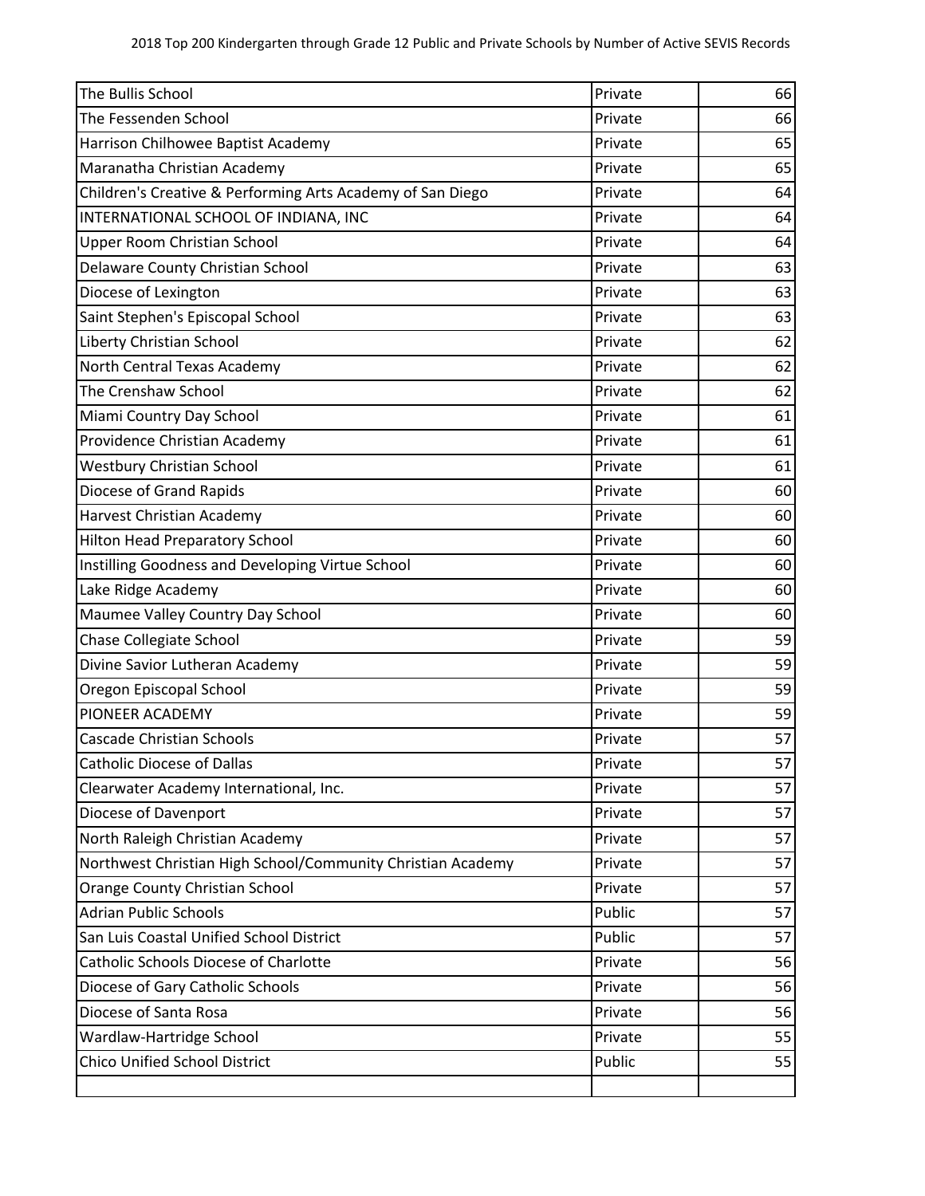| | | |
|---|---|---|
| The Bullis School | Private | 66 |
| The Fessenden School | Private | 66 |
| Harrison Chilhowee Baptist Academy | Private | 65 |
| Maranatha Christian Academy | Private | 65 |
| Children's Creative & Performing Arts Academy of San Diego | Private | 64 |
| INTERNATIONAL SCHOOL OF INDIANA, INC | Private | 64 |
| Upper Room Christian School | Private | 64 |
| Delaware County Christian School | Private | 63 |
| Diocese of Lexington | Private | 63 |
| Saint Stephen's Episcopal School | Private | 63 |
| Liberty Christian School | Private | 62 |
| North Central Texas Academy | Private | 62 |
| The Crenshaw School | Private | 62 |
| Miami Country Day School | Private | 61 |
| Providence Christian Academy | Private | 61 |
| Westbury Christian School | Private | 61 |
| Diocese of Grand Rapids | Private | 60 |
| Harvest Christian Academy | Private | 60 |
| Hilton Head Preparatory School | Private | 60 |
| Instilling Goodness and Developing Virtue School | Private | 60 |
| Lake Ridge Academy | Private | 60 |
| Maumee Valley Country Day School | Private | 60 |
| Chase Collegiate School | Private | 59 |
| Divine Savior Lutheran Academy | Private | 59 |
| Oregon Episcopal School | Private | 59 |
| PIONEER ACADEMY | Private | 59 |
| Cascade Christian Schools | Private | 57 |
| Catholic Diocese of Dallas | Private | 57 |
| Clearwater Academy International, Inc. | Private | 57 |
| Diocese of Davenport | Private | 57 |
| North Raleigh Christian Academy | Private | 57 |
| Northwest Christian High School/Community Christian Academy | Private | 57 |
| Orange County Christian School | Private | 57 |
| Adrian Public Schools | Public | 57 |
| San Luis Coastal Unified School District | Public | 57 |
| Catholic Schools Diocese of Charlotte | Private | 56 |
| Diocese of Gary Catholic Schools | Private | 56 |
| Diocese of Santa Rosa | Private | 56 |
| Wardlaw-Hartridge School | Private | 55 |
| Chico Unified School District | Public | 55 |
| | | |